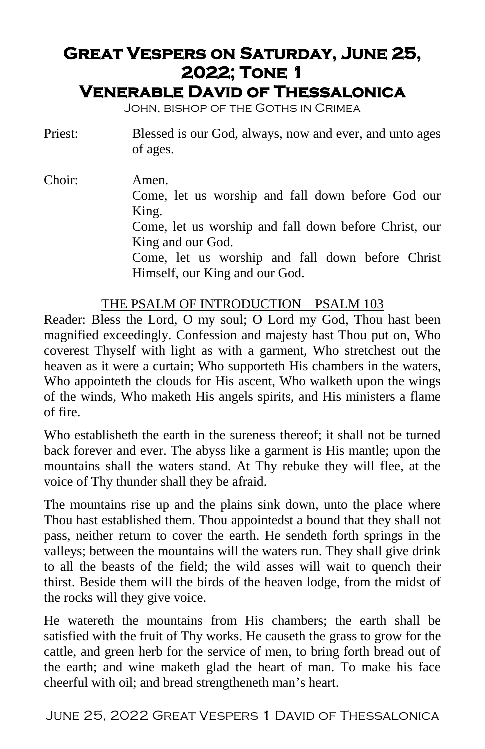# Great Vespers on Saturday, June 25, 2022; Tone 1
# Venerable David of Thessalonica

John, bishop of the Goths in Crimea

Priest: Blessed is our God, always, now and ever, and unto ages of ages.

Choir: Amen.
Come, let us worship and fall down before God our King.
Come, let us worship and fall down before Christ, our King and our God.
Come, let us worship and fall down before Christ Himself, our King and our God.

## THE PSALM OF INTRODUCTION—PSALM 103

Reader: Bless the Lord, O my soul; O Lord my God, Thou hast been magnified exceedingly. Confession and majesty hast Thou put on, Who coverest Thyself with light as with a garment, Who stretchest out the heaven as it were a curtain; Who supporteth His chambers in the waters, Who appointeth the clouds for His ascent, Who walketh upon the wings of the winds, Who maketh His angels spirits, and His ministers a flame of fire.

Who establisheth the earth in the sureness thereof; it shall not be turned back forever and ever. The abyss like a garment is His mantle; upon the mountains shall the waters stand. At Thy rebuke they will flee, at the voice of Thy thunder shall they be afraid.

The mountains rise up and the plains sink down, unto the place where Thou hast established them. Thou appointedst a bound that they shall not pass, neither return to cover the earth. He sendeth forth springs in the valleys; between the mountains will the waters run. They shall give drink to all the beasts of the field; the wild asses will wait to quench their thirst. Beside them will the birds of the heaven lodge, from the midst of the rocks will they give voice.

He watereth the mountains from His chambers; the earth shall be satisfied with the fruit of Thy works. He causeth the grass to grow for the cattle, and green herb for the service of men, to bring forth bread out of the earth; and wine maketh glad the heart of man. To make his face cheerful with oil; and bread strengtheneth man's heart.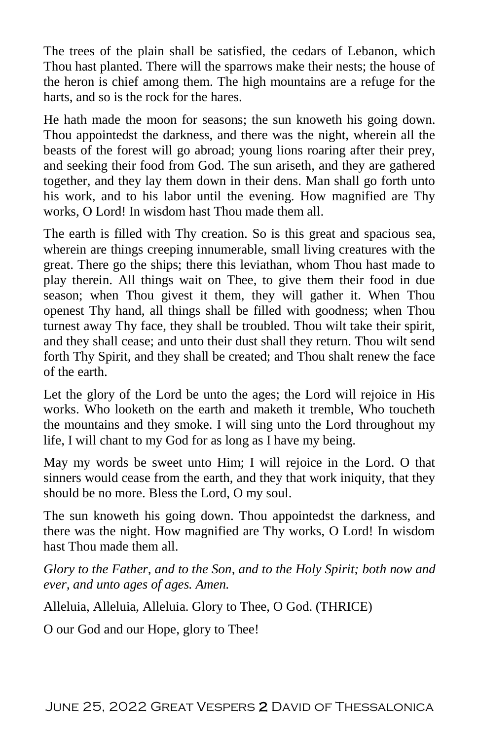The trees of the plain shall be satisfied, the cedars of Lebanon, which Thou hast planted. There will the sparrows make their nests; the house of the heron is chief among them. The high mountains are a refuge for the harts, and so is the rock for the hares.

He hath made the moon for seasons; the sun knoweth his going down. Thou appointedst the darkness, and there was the night, wherein all the beasts of the forest will go abroad; young lions roaring after their prey, and seeking their food from God. The sun ariseth, and they are gathered together, and they lay them down in their dens. Man shall go forth unto his work, and to his labor until the evening. How magnified are Thy works, O Lord! In wisdom hast Thou made them all.

The earth is filled with Thy creation. So is this great and spacious sea, wherein are things creeping innumerable, small living creatures with the great. There go the ships; there this leviathan, whom Thou hast made to play therein. All things wait on Thee, to give them their food in due season; when Thou givest it them, they will gather it. When Thou openest Thy hand, all things shall be filled with goodness; when Thou turnest away Thy face, they shall be troubled. Thou wilt take their spirit, and they shall cease; and unto their dust shall they return. Thou wilt send forth Thy Spirit, and they shall be created; and Thou shalt renew the face of the earth.

Let the glory of the Lord be unto the ages; the Lord will rejoice in His works. Who looketh on the earth and maketh it tremble, Who toucheth the mountains and they smoke. I will sing unto the Lord throughout my life, I will chant to my God for as long as I have my being.

May my words be sweet unto Him; I will rejoice in the Lord. O that sinners would cease from the earth, and they that work iniquity, that they should be no more. Bless the Lord, O my soul.

The sun knoweth his going down. Thou appointedst the darkness, and there was the night. How magnified are Thy works, O Lord! In wisdom hast Thou made them all.

*Glory to the Father, and to the Son, and to the Holy Spirit; both now and ever, and unto ages of ages. Amen.*

Alleluia, Alleluia, Alleluia. Glory to Thee, O God. (THRICE)

O our God and our Hope, glory to Thee!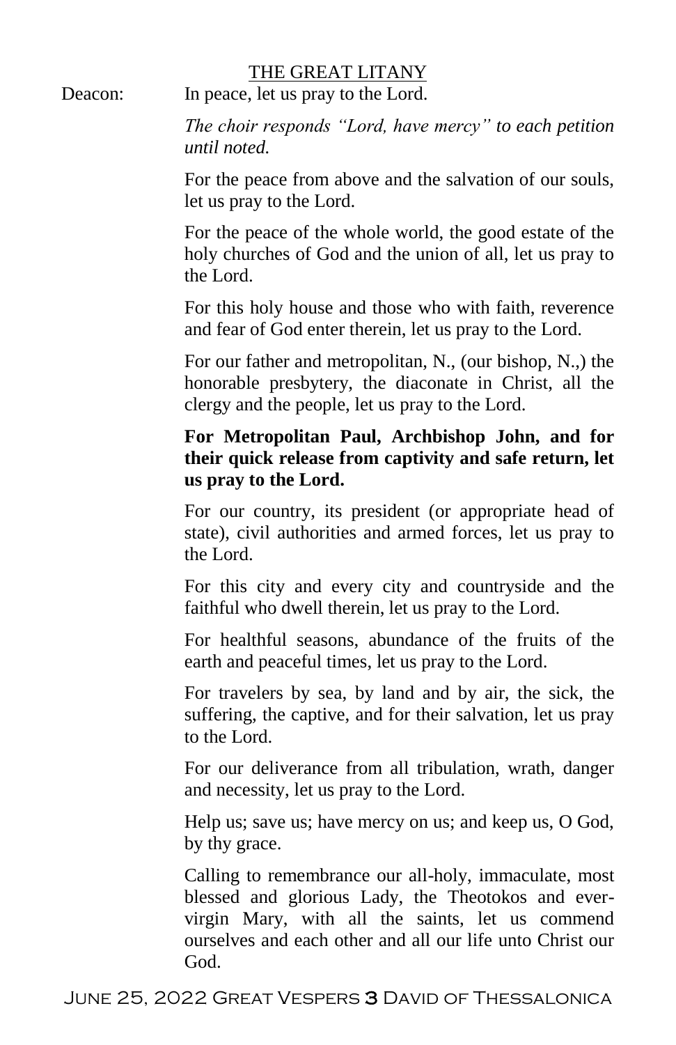## THE GREAT LITANY

Deacon: In peace, let us pray to the Lord.

*The choir responds "Lord, have mercy" to each petition until noted.*

For the peace from above and the salvation of our souls, let us pray to the Lord.

For the peace of the whole world, the good estate of the holy churches of God and the union of all, let us pray to the Lord.

For this holy house and those who with faith, reverence and fear of God enter therein, let us pray to the Lord.

For our father and metropolitan, N., (our bishop, N.,) the honorable presbytery, the diaconate in Christ, all the clergy and the people, let us pray to the Lord.

**For Metropolitan Paul, Archbishop John, and for their quick release from captivity and safe return, let us pray to the Lord.**

For our country, its president (or appropriate head of state), civil authorities and armed forces, let us pray to the Lord.

For this city and every city and countryside and the faithful who dwell therein, let us pray to the Lord.

For healthful seasons, abundance of the fruits of the earth and peaceful times, let us pray to the Lord.

For travelers by sea, by land and by air, the sick, the suffering, the captive, and for their salvation, let us pray to the Lord.

For our deliverance from all tribulation, wrath, danger and necessity, let us pray to the Lord.

Help us; save us; have mercy on us; and keep us, O God, by thy grace.

Calling to remembrance our all-holy, immaculate, most blessed and glorious Lady, the Theotokos and ever-virgin Mary, with all the saints, let us commend ourselves and each other and all our life unto Christ our God.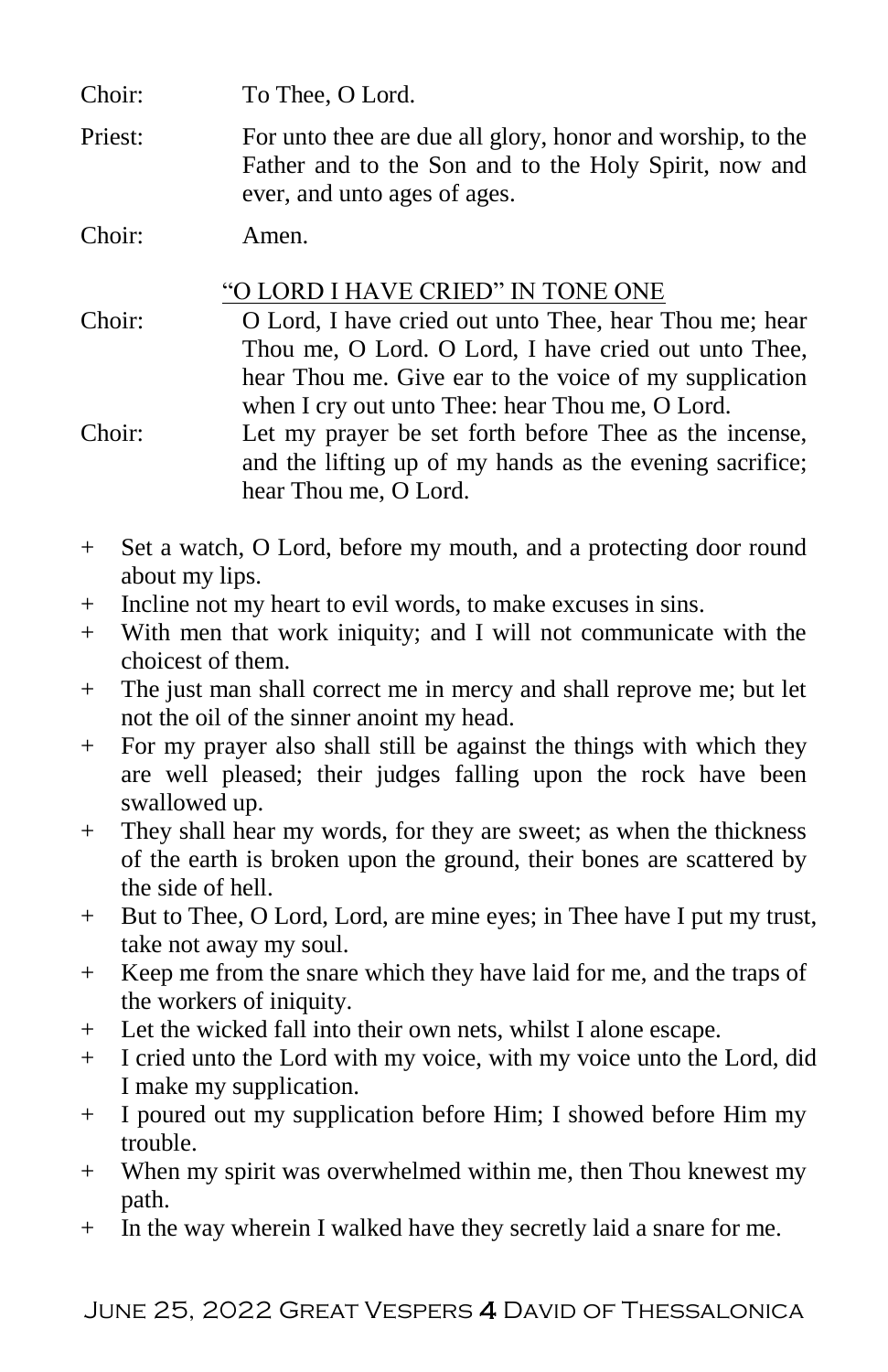Choir: To Thee, O Lord.

Priest: For unto thee are due all glory, honor and worship, to the Father and to the Son and to the Holy Spirit, now and ever, and unto ages of ages.

Choir: Amen.

## "O LORD I HAVE CRIED" IN TONE ONE

Choir: O Lord, I have cried out unto Thee, hear Thou me; hear Thou me, O Lord. O Lord, I have cried out unto Thee, hear Thou me. Give ear to the voice of my supplication when I cry out unto Thee: hear Thou me, O Lord.

Choir: Let my prayer be set forth before Thee as the incense, and the lifting up of my hands as the evening sacrifice; hear Thou me, O Lord.

+ Set a watch, O Lord, before my mouth, and a protecting door round about my lips.
+ Incline not my heart to evil words, to make excuses in sins.
+ With men that work iniquity; and I will not communicate with the choicest of them.
+ The just man shall correct me in mercy and shall reprove me; but let not the oil of the sinner anoint my head.
+ For my prayer also shall still be against the things with which they are well pleased; their judges falling upon the rock have been swallowed up.
+ They shall hear my words, for they are sweet; as when the thickness of the earth is broken upon the ground, their bones are scattered by the side of hell.
+ But to Thee, O Lord, Lord, are mine eyes; in Thee have I put my trust, take not away my soul.
+ Keep me from the snare which they have laid for me, and the traps of the workers of iniquity.
+ Let the wicked fall into their own nets, whilst I alone escape.
+ I cried unto the Lord with my voice, with my voice unto the Lord, did I make my supplication.
+ I poured out my supplication before Him; I showed before Him my trouble.
+ When my spirit was overwhelmed within me, then Thou knewest my path.
+ In the way wherein I walked have they secretly laid a snare for me.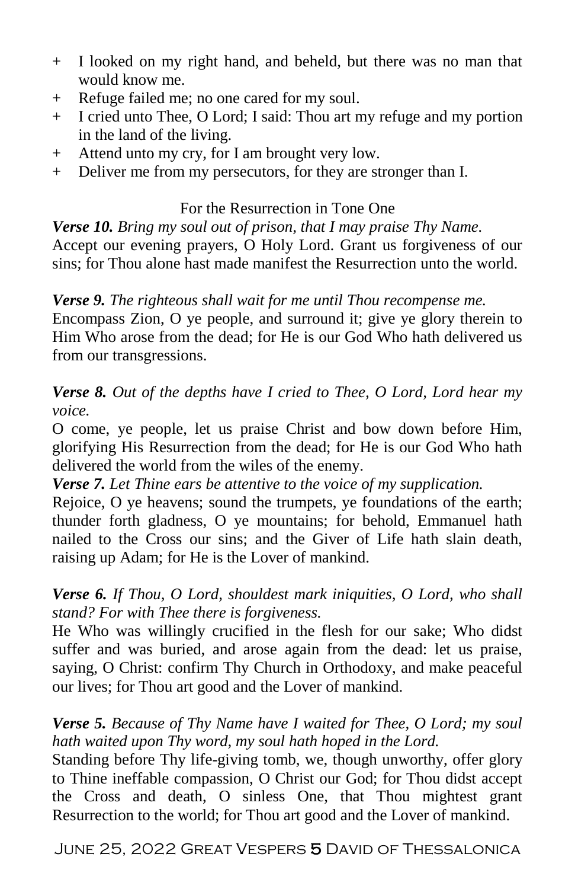- \+ I looked on my right hand, and beheld, but there was no man that would know me.
- \+ Refuge failed me; no one cared for my soul.
- \+ I cried unto Thee, O Lord; I said: Thou art my refuge and my portion in the land of the living.
- \+ Attend unto my cry, for I am brought very low.
- \+ Deliver me from my persecutors, for they are stronger than I.

For the Resurrection in Tone One

***Verse 10.*** *Bring my soul out of prison, that I may praise Thy Name.*
Accept our evening prayers, O Holy Lord. Grant us forgiveness of our sins; for Thou alone hast made manifest the Resurrection unto the world.

***Verse 9.*** *The righteous shall wait for me until Thou recompense me.*
Encompass Zion, O ye people, and surround it; give ye glory therein to Him Who arose from the dead; for He is our God Who hath delivered us from our transgressions.

***Verse 8.*** *Out of the depths have I cried to Thee, O Lord, Lord hear my voice.*
O come, ye people, let us praise Christ and bow down before Him, glorifying His Resurrection from the dead; for He is our God Who hath delivered the world from the wiles of the enemy.

***Verse 7.*** *Let Thine ears be attentive to the voice of my supplication.*
Rejoice, O ye heavens; sound the trumpets, ye foundations of the earth; thunder forth gladness, O ye mountains; for behold, Emmanuel hath nailed to the Cross our sins; and the Giver of Life hath slain death, raising up Adam; for He is the Lover of mankind.

***Verse 6.*** *If Thou, O Lord, shouldest mark iniquities, O Lord, who shall stand? For with Thee there is forgiveness.*
He Who was willingly crucified in the flesh for our sake; Who didst suffer and was buried, and arose again from the dead: let us praise, saying, O Christ: confirm Thy Church in Orthodoxy, and make peaceful our lives; for Thou art good and the Lover of mankind.

***Verse 5.*** *Because of Thy Name have I waited for Thee, O Lord; my soul hath waited upon Thy word, my soul hath hoped in the Lord.*
Standing before Thy life-giving tomb, we, though unworthy, offer glory to Thine ineffable compassion, O Christ our God; for Thou didst accept the Cross and death, O sinless One, that Thou mightest grant Resurrection to the world; for Thou art good and the Lover of mankind.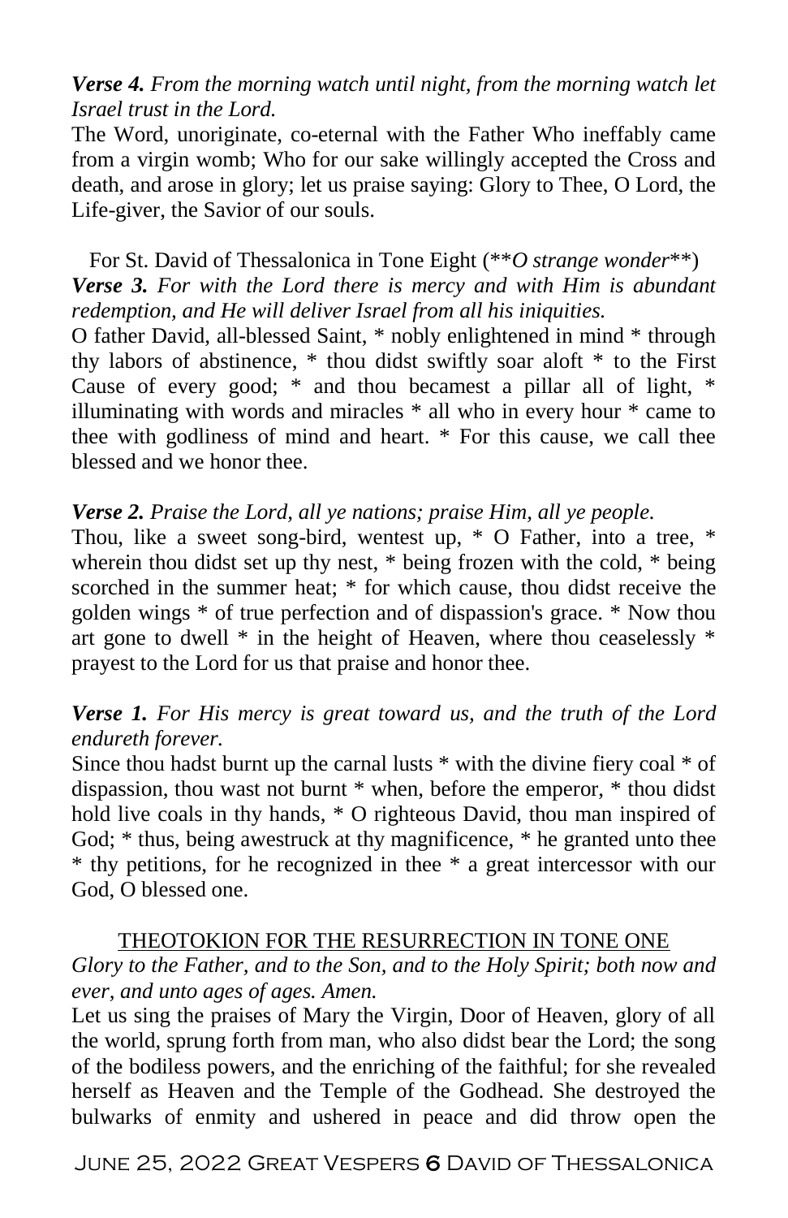***Verse 4.*** *From the morning watch until night, from the morning watch let Israel trust in the Lord.*

The Word, unoriginate, co-eternal with the Father Who ineffably came from a virgin womb; Who for our sake willingly accepted the Cross and death, and arose in glory; let us praise saying: Glory to Thee, O Lord, the Life-giver, the Savior of our souls.

For St. David of Thessalonica in Tone Eight (***O strange wonder***)

***Verse 3.*** *For with the Lord there is mercy and with Him is abundant redemption, and He will deliver Israel from all his iniquities.*

O father David, all-blessed Saint, * nobly enlightened in mind * through thy labors of abstinence, * thou didst swiftly soar aloft * to the First Cause of every good; * and thou becamest a pillar all of light, * illuminating with words and miracles * all who in every hour * came to thee with godliness of mind and heart. * For this cause, we call thee blessed and we honor thee.

***Verse 2.*** *Praise the Lord, all ye nations; praise Him, all ye people.*

Thou, like a sweet song-bird, wentest up, * O Father, into a tree, * wherein thou didst set up thy nest, * being frozen with the cold, * being scorched in the summer heat; * for which cause, thou didst receive the golden wings * of true perfection and of dispassion's grace. * Now thou art gone to dwell * in the height of Heaven, where thou ceaselessly * prayest to the Lord for us that praise and honor thee.

***Verse 1.*** *For His mercy is great toward us, and the truth of the Lord endureth forever.*

Since thou hadst burnt up the carnal lusts * with the divine fiery coal * of dispassion, thou wast not burnt * when, before the emperor, * thou didst hold live coals in thy hands, * O righteous David, thou man inspired of God; * thus, being awestruck at thy magnificence, * he granted unto thee * thy petitions, for he recognized in thee * a great intercessor with our God, O blessed one.

THEOTOKION FOR THE RESURRECTION IN TONE ONE

*Glory to the Father, and to the Son, and to the Holy Spirit; both now and ever, and unto ages of ages. Amen.*

Let us sing the praises of Mary the Virgin, Door of Heaven, glory of all the world, sprung forth from man, who also didst bear the Lord; the song of the bodiless powers, and the enriching of the faithful; for she revealed herself as Heaven and the Temple of the Godhead. She destroyed the bulwarks of enmity and ushered in peace and did throw open the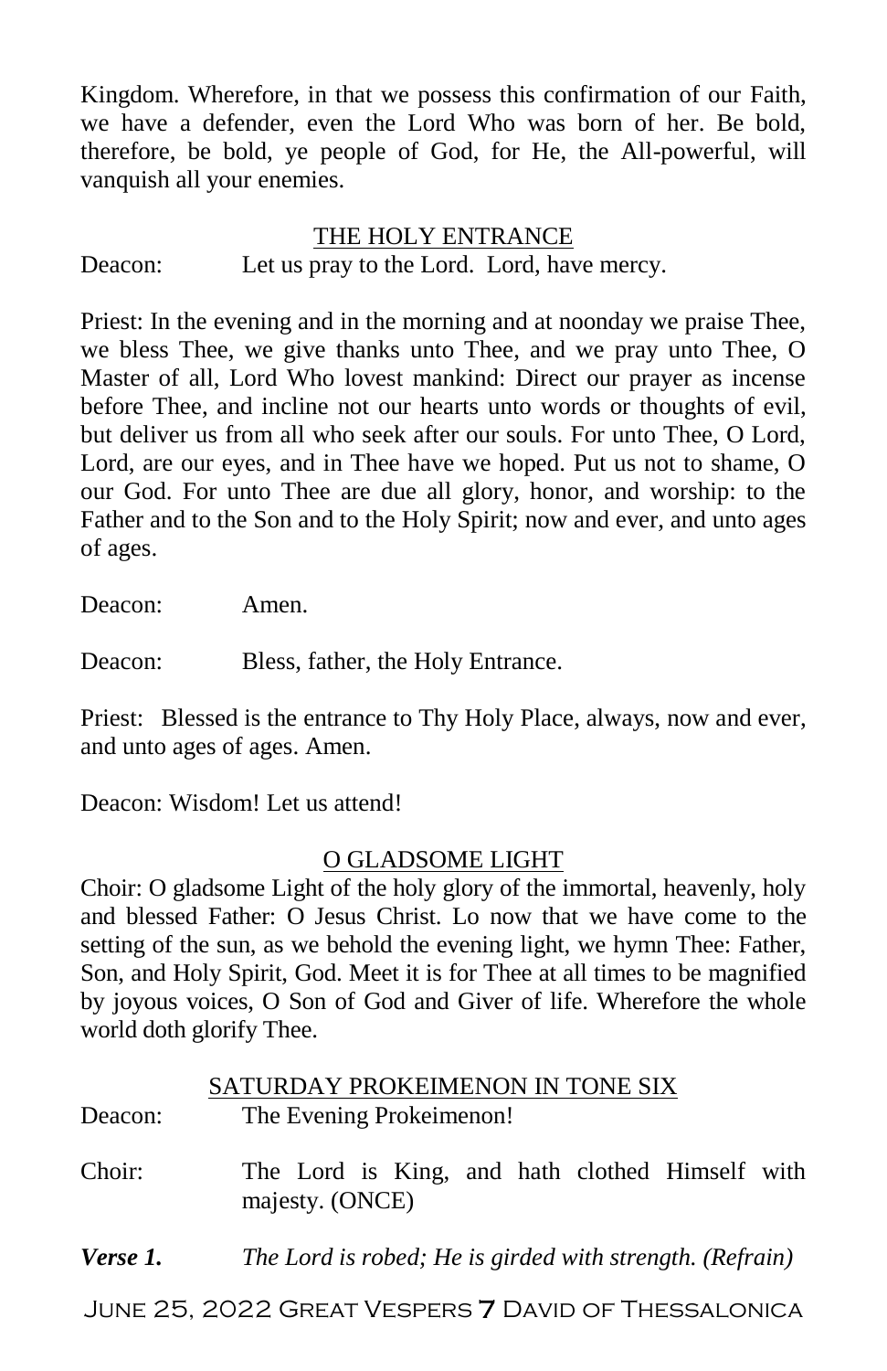Kingdom. Wherefore, in that we possess this confirmation of our Faith, we have a defender, even the Lord Who was born of her. Be bold, therefore, be bold, ye people of God, for He, the All-powerful, will vanquish all your enemies.

## THE HOLY ENTRANCE

Deacon: Let us pray to the Lord. Lord, have mercy.

Priest: In the evening and in the morning and at noonday we praise Thee, we bless Thee, we give thanks unto Thee, and we pray unto Thee, O Master of all, Lord Who lovest mankind: Direct our prayer as incense before Thee, and incline not our hearts unto words or thoughts of evil, but deliver us from all who seek after our souls. For unto Thee, O Lord, Lord, are our eyes, and in Thee have we hoped. Put us not to shame, O our God. For unto Thee are due all glory, honor, and worship: to the Father and to the Son and to the Holy Spirit; now and ever, and unto ages of ages.

Deacon: Amen.

Deacon: Bless, father, the Holy Entrance.

Priest: Blessed is the entrance to Thy Holy Place, always, now and ever, and unto ages of ages. Amen.

Deacon: Wisdom! Let us attend!

## O GLADSOME LIGHT

Choir: O gladsome Light of the holy glory of the immortal, heavenly, holy and blessed Father: O Jesus Christ. Lo now that we have come to the setting of the sun, as we behold the evening light, we hymn Thee: Father, Son, and Holy Spirit, God. Meet it is for Thee at all times to be magnified by joyous voices, O Son of God and Giver of life. Wherefore the whole world doth glorify Thee.

## SATURDAY PROKEIMENON IN TONE SIX

Deacon: The Evening Prokeimenon!

Choir: The Lord is King, and hath clothed Himself with majesty. (ONCE)

***Verse 1.*** *The Lord is robed; He is girded with strength. (Refrain)*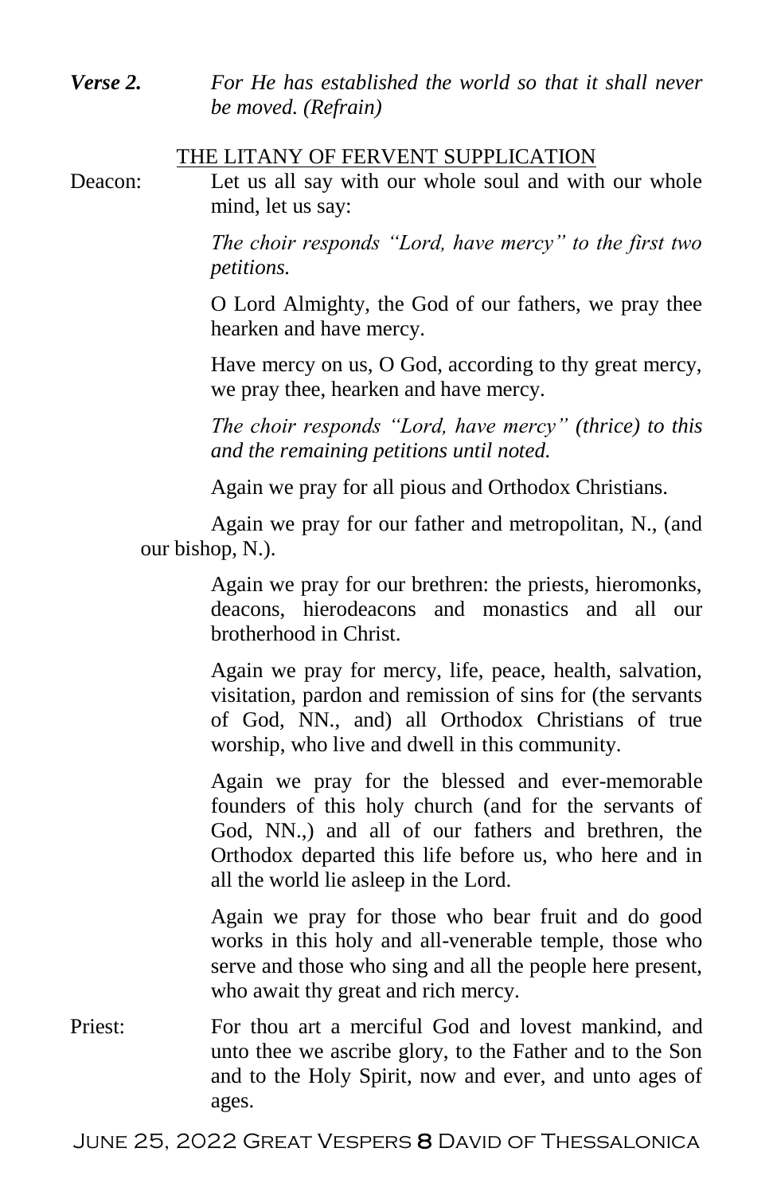***Verse 2.*** *For He has established the world so that it shall never be moved. (Refrain)*

## THE LITANY OF FERVENT SUPPLICATION

Deacon: Let us all say with our whole soul and with our whole mind, let us say:

*The choir responds "Lord, have mercy" to the first two petitions.*

O Lord Almighty, the God of our fathers, we pray thee hearken and have mercy.

Have mercy on us, O God, according to thy great mercy, we pray thee, hearken and have mercy.

*The choir responds "Lord, have mercy" (thrice) to this and the remaining petitions until noted.*

Again we pray for all pious and Orthodox Christians.

Again we pray for our father and metropolitan, N., (and our bishop, N.).

Again we pray for our brethren: the priests, hieromonks, deacons, hierodeacons and monastics and all our brotherhood in Christ.

Again we pray for mercy, life, peace, health, salvation, visitation, pardon and remission of sins for (the servants of God, NN., and) all Orthodox Christians of true worship, who live and dwell in this community.

Again we pray for the blessed and ever-memorable founders of this holy church (and for the servants of God, NN.,) and all of our fathers and brethren, the Orthodox departed this life before us, who here and in all the world lie asleep in the Lord.

Again we pray for those who bear fruit and do good works in this holy and all-venerable temple, those who serve and those who sing and all the people here present, who await thy great and rich mercy.

Priest: For thou art a merciful God and lovest mankind, and unto thee we ascribe glory, to the Father and to the Son and to the Holy Spirit, now and ever, and unto ages of ages.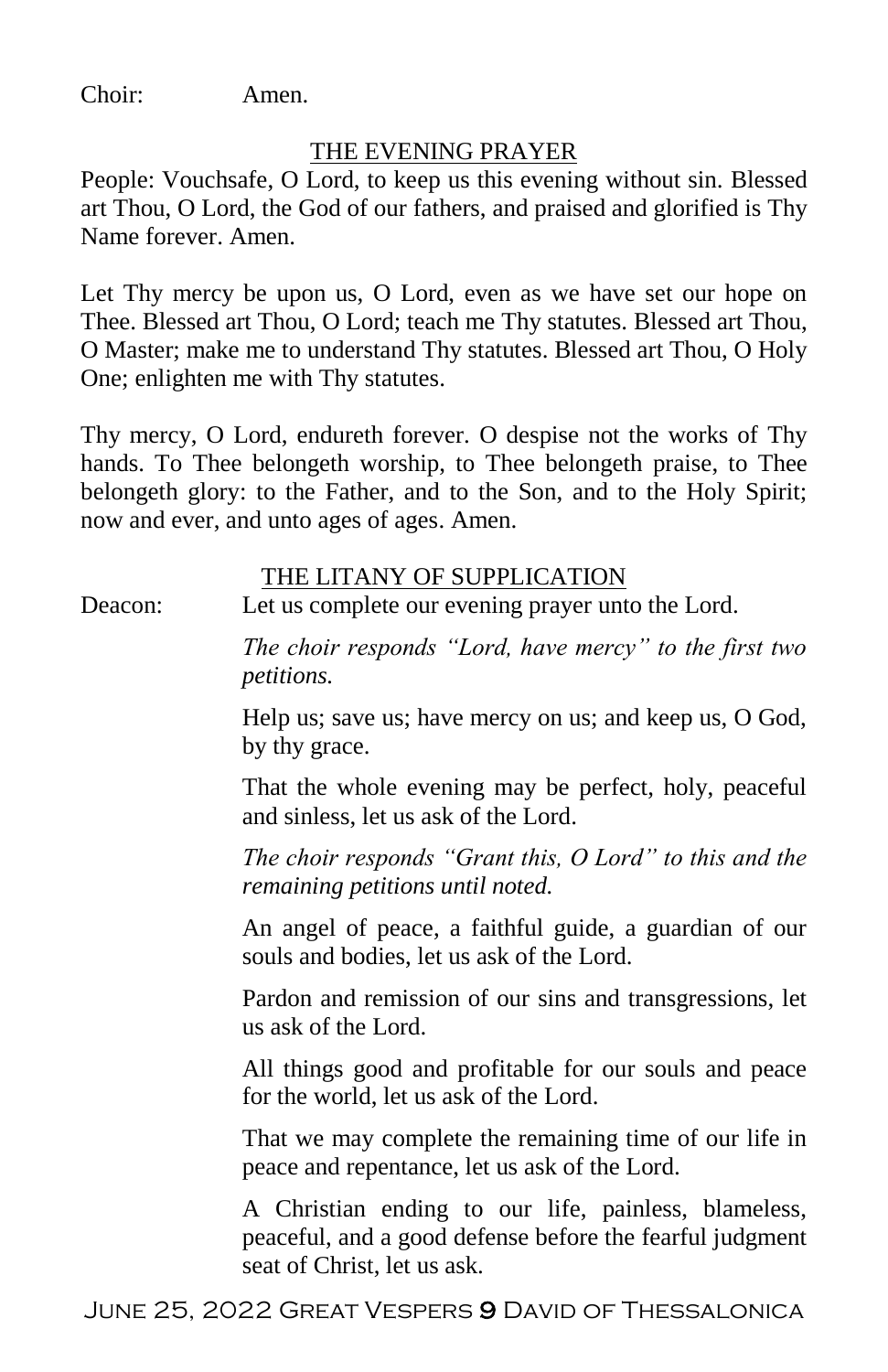Choir: Amen.

## THE EVENING PRAYER

People: Vouchsafe, O Lord, to keep us this evening without sin. Blessed art Thou, O Lord, the God of our fathers, and praised and glorified is Thy Name forever. Amen.

Let Thy mercy be upon us, O Lord, even as we have set our hope on Thee. Blessed art Thou, O Lord; teach me Thy statutes. Blessed art Thou, O Master; make me to understand Thy statutes. Blessed art Thou, O Holy One; enlighten me with Thy statutes.

Thy mercy, O Lord, endureth forever. O despise not the works of Thy hands. To Thee belongeth worship, to Thee belongeth praise, to Thee belongeth glory: to the Father, and to the Son, and to the Holy Spirit; now and ever, and unto ages of ages. Amen.

## THE LITANY OF SUPPLICATION

Deacon: Let us complete our evening prayer unto the Lord.

*The choir responds "Lord, have mercy" to the first two petitions.*

Help us; save us; have mercy on us; and keep us, O God, by thy grace.

That the whole evening may be perfect, holy, peaceful and sinless, let us ask of the Lord.

*The choir responds "Grant this, O Lord" to this and the remaining petitions until noted.*

An angel of peace, a faithful guide, a guardian of our souls and bodies, let us ask of the Lord.

Pardon and remission of our sins and transgressions, let us ask of the Lord.

All things good and profitable for our souls and peace for the world, let us ask of the Lord.

That we may complete the remaining time of our life in peace and repentance, let us ask of the Lord.

A Christian ending to our life, painless, blameless, peaceful, and a good defense before the fearful judgment seat of Christ, let us ask.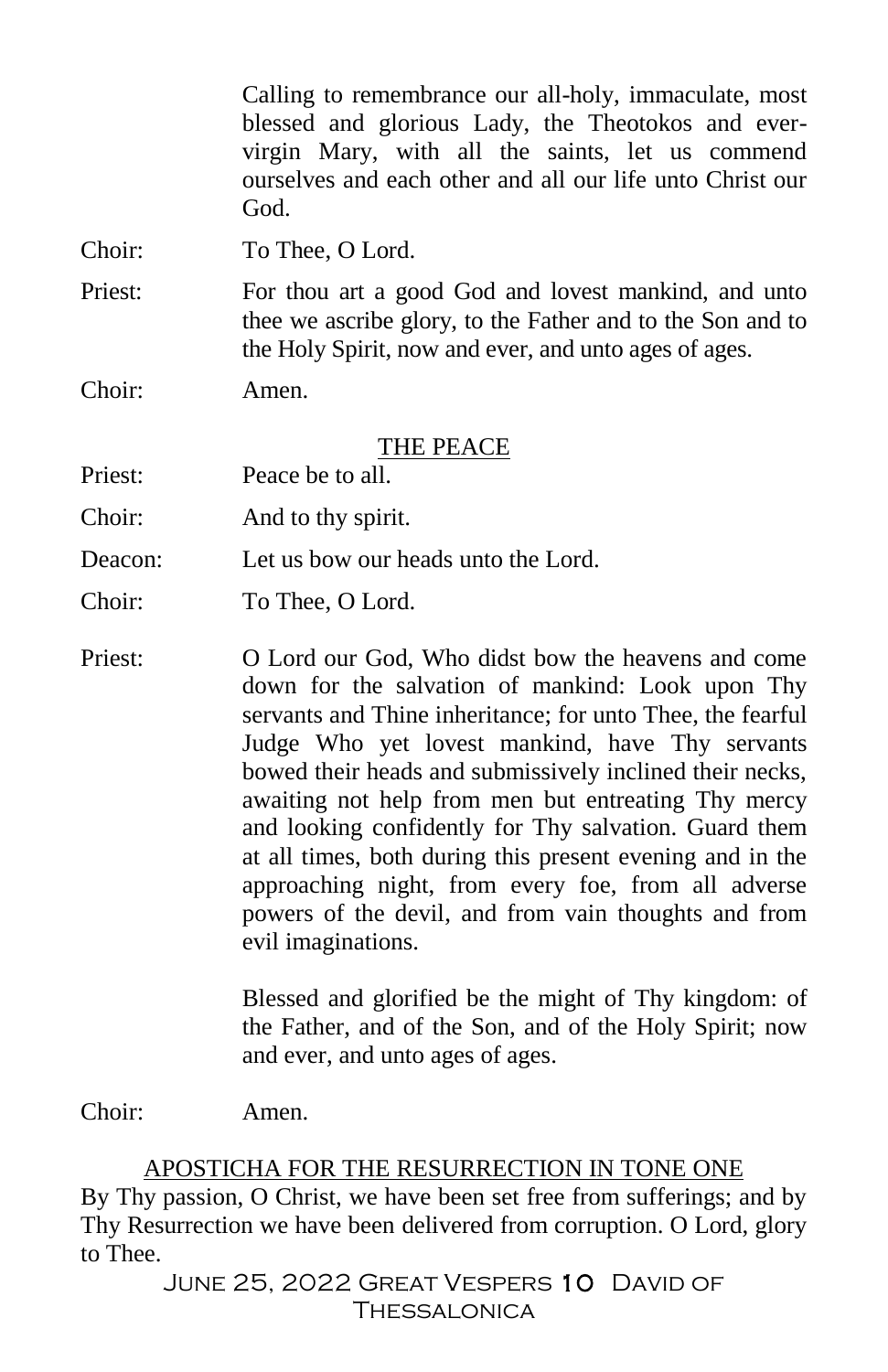Calling to remembrance our all-holy, immaculate, most blessed and glorious Lady, the Theotokos and ever-virgin Mary, with all the saints, let us commend ourselves and each other and all our life unto Christ our God.

Choir: To Thee, O Lord.

Priest: For thou art a good God and lovest mankind, and unto thee we ascribe glory, to the Father and to the Son and to the Holy Spirit, now and ever, and unto ages of ages.

Choir: Amen.

## THE PEACE

Priest: Peace be to all.

Choir: And to thy spirit.

Deacon: Let us bow our heads unto the Lord.

Choir: To Thee, O Lord.

Priest: O Lord our God, Who didst bow the heavens and come down for the salvation of mankind: Look upon Thy servants and Thine inheritance; for unto Thee, the fearful Judge Who yet lovest mankind, have Thy servants bowed their heads and submissively inclined their necks, awaiting not help from men but entreating Thy mercy and looking confidently for Thy salvation. Guard them at all times, both during this present evening and in the approaching night, from every foe, from all adverse powers of the devil, and from vain thoughts and from evil imaginations.

Blessed and glorified be the might of Thy kingdom: of the Father, and of the Son, and of the Holy Spirit; now and ever, and unto ages of ages.

Choir: Amen.

## APOSTICHA FOR THE RESURRECTION IN TONE ONE

By Thy passion, O Christ, we have been set free from sufferings; and by Thy Resurrection we have been delivered from corruption. O Lord, glory to Thee.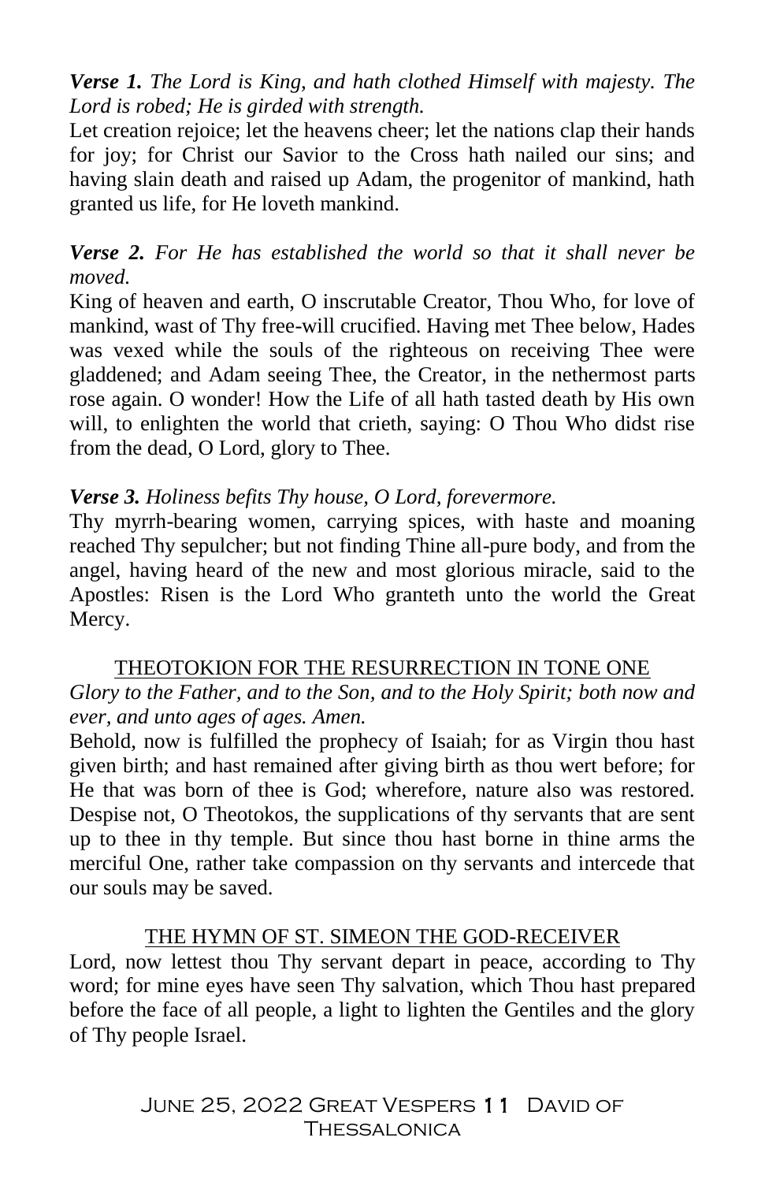***Verse 1.*** *The Lord is King, and hath clothed Himself with majesty. The Lord is robed; He is girded with strength.*

Let creation rejoice; let the heavens cheer; let the nations clap their hands for joy; for Christ our Savior to the Cross hath nailed our sins; and having slain death and raised up Adam, the progenitor of mankind, hath granted us life, for He loveth mankind.

***Verse 2.*** *For He has established the world so that it shall never be moved.*

King of heaven and earth, O inscrutable Creator, Thou Who, for love of mankind, wast of Thy free-will crucified. Having met Thee below, Hades was vexed while the souls of the righteous on receiving Thee were gladdened; and Adam seeing Thee, the Creator, in the nethermost parts rose again. O wonder! How the Life of all hath tasted death by His own will, to enlighten the world that crieth, saying: O Thou Who didst rise from the dead, O Lord, glory to Thee.

***Verse 3.*** *Holiness befits Thy house, O Lord, forevermore.*

Thy myrrh-bearing women, carrying spices, with haste and moaning reached Thy sepulcher; but not finding Thine all-pure body, and from the angel, having heard of the new and most glorious miracle, said to the Apostles: Risen is the Lord Who granteth unto the world the Great Mercy.

## THEOTOKION FOR THE RESURRECTION IN TONE ONE

*Glory to the Father, and to the Son, and to the Holy Spirit; both now and ever, and unto ages of ages. Amen.*

Behold, now is fulfilled the prophecy of Isaiah; for as Virgin thou hast given birth; and hast remained after giving birth as thou wert before; for He that was born of thee is God; wherefore, nature also was restored. Despise not, O Theotokos, the supplications of thy servants that are sent up to thee in thy temple. But since thou hast borne in thine arms the merciful One, rather take compassion on thy servants and intercede that our souls may be saved.

## THE HYMN OF ST. SIMEON THE GOD-RECEIVER

Lord, now lettest thou Thy servant depart in peace, according to Thy word; for mine eyes have seen Thy salvation, which Thou hast prepared before the face of all people, a light to lighten the Gentiles and the glory of Thy people Israel.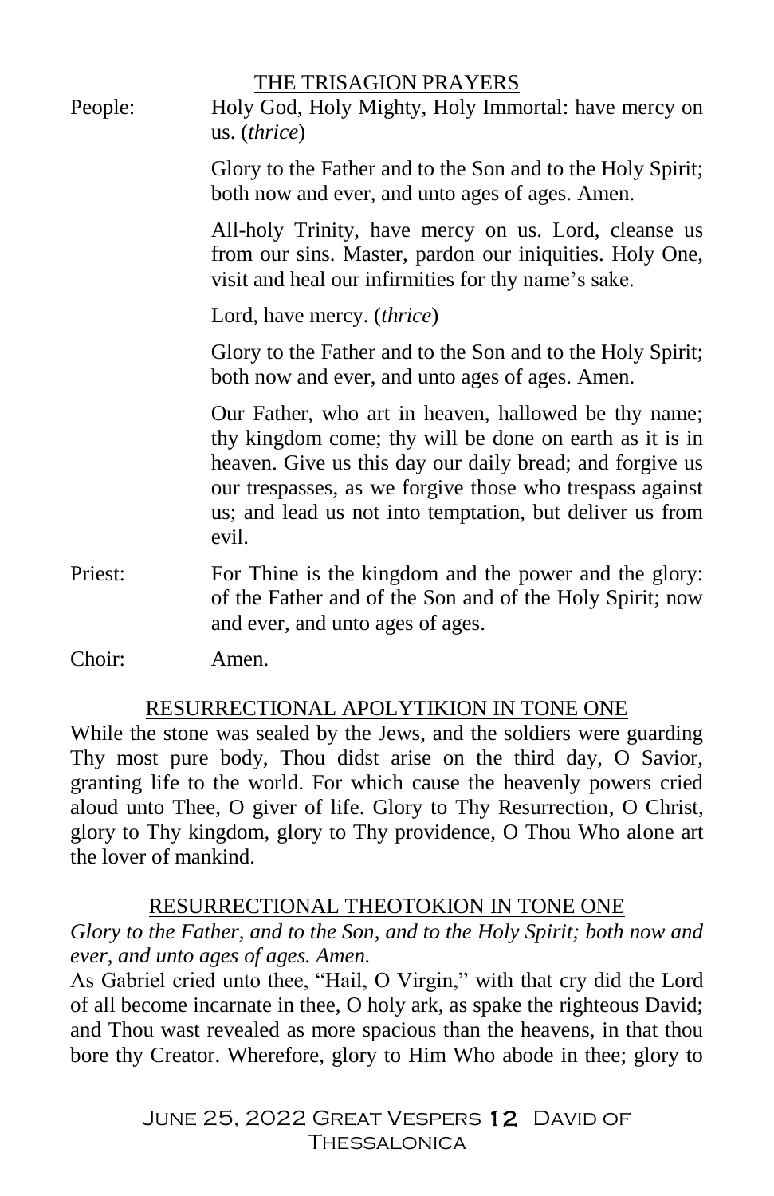## THE TRISAGION PRAYERS

People: Holy God, Holy Mighty, Holy Immortal: have mercy on us. (*thrice*)

Glory to the Father and to the Son and to the Holy Spirit; both now and ever, and unto ages of ages. Amen.

All-holy Trinity, have mercy on us. Lord, cleanse us from our sins. Master, pardon our iniquities. Holy One, visit and heal our infirmities for thy name's sake.

Lord, have mercy. (*thrice*)

Glory to the Father and to the Son and to the Holy Spirit; both now and ever, and unto ages of ages. Amen.

Our Father, who art in heaven, hallowed be thy name; thy kingdom come; thy will be done on earth as it is in heaven. Give us this day our daily bread; and forgive us our trespasses, as we forgive those who trespass against us; and lead us not into temptation, but deliver us from evil.

Priest: For Thine is the kingdom and the power and the glory: of the Father and of the Son and of the Holy Spirit; now and ever, and unto ages of ages.

Choir: Amen.

## RESURRECTIONAL APOLYTIKION IN TONE ONE

While the stone was sealed by the Jews, and the soldiers were guarding Thy most pure body, Thou didst arise on the third day, O Savior, granting life to the world. For which cause the heavenly powers cried aloud unto Thee, O giver of life. Glory to Thy Resurrection, O Christ, glory to Thy kingdom, glory to Thy providence, O Thou Who alone art the lover of mankind.

## RESURRECTIONAL THEOTOKION IN TONE ONE

*Glory to the Father, and to the Son, and to the Holy Spirit; both now and ever, and unto ages of ages. Amen.*

As Gabriel cried unto thee, "Hail, O Virgin," with that cry did the Lord of all become incarnate in thee, O holy ark, as spake the righteous David; and Thou wast revealed as more spacious than the heavens, in that thou bore thy Creator. Wherefore, glory to Him Who abode in thee; glory to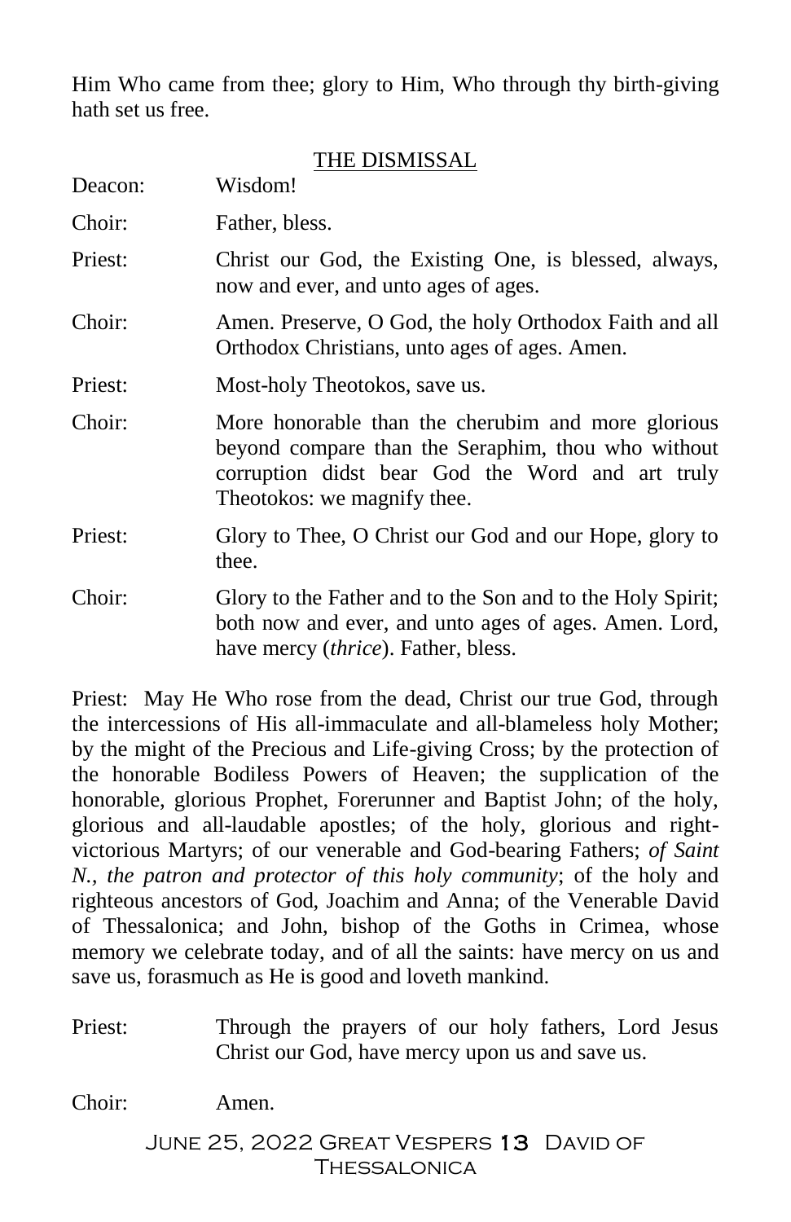Him Who came from thee; glory to Him, Who through thy birth-giving hath set us free.

## THE DISMISSAL

Deacon: Wisdom!

Choir: Father, bless.

Priest: Christ our God, the Existing One, is blessed, always, now and ever, and unto ages of ages.

Choir: Amen. Preserve, O God, the holy Orthodox Faith and all Orthodox Christians, unto ages of ages. Amen.

Priest: Most-holy Theotokos, save us.

Choir: More honorable than the cherubim and more glorious beyond compare than the Seraphim, thou who without corruption didst bear God the Word and art truly Theotokos: we magnify thee.

Priest: Glory to Thee, O Christ our God and our Hope, glory to thee.

Choir: Glory to the Father and to the Son and to the Holy Spirit; both now and ever, and unto ages of ages. Amen. Lord, have mercy (*thrice*). Father, bless.

Priest: May He Who rose from the dead, Christ our true God, through the intercessions of His all-immaculate and all-blameless holy Mother; by the might of the Precious and Life-giving Cross; by the protection of the honorable Bodiless Powers of Heaven; the supplication of the honorable, glorious Prophet, Forerunner and Baptist John; of the holy, glorious and all-laudable apostles; of the holy, glorious and right-victorious Martyrs; of our venerable and God-bearing Fathers; *of Saint N., the patron and protector of this holy community*; of the holy and righteous ancestors of God, Joachim and Anna; of the Venerable David of Thessalonica; and John, bishop of the Goths in Crimea, whose memory we celebrate today, and of all the saints: have mercy on us and save us, forasmuch as He is good and loveth mankind.

Priest: Through the prayers of our holy fathers, Lord Jesus Christ our God, have mercy upon us and save us.

Choir: Amen.